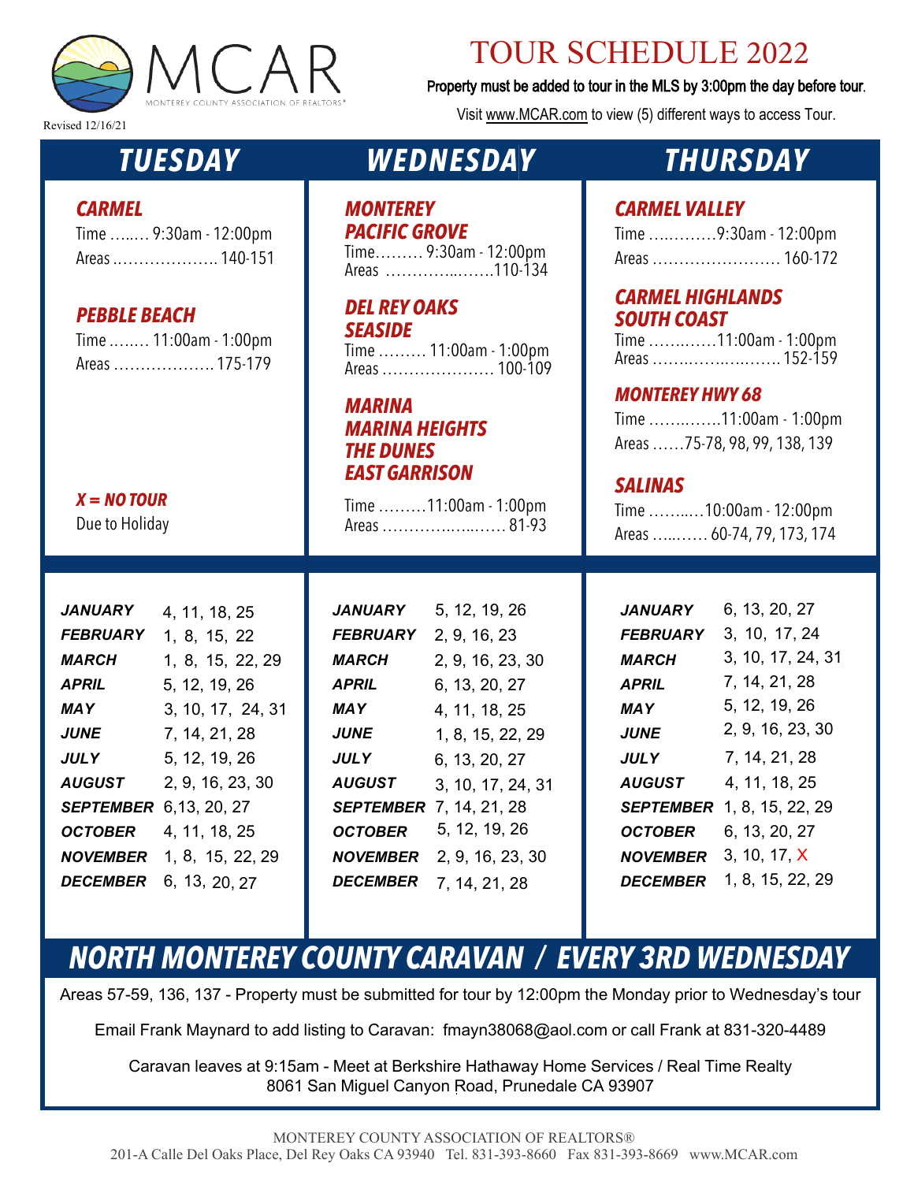MCAR

MONTEREY COUNTY ASSOCIATION OF REALTORS®

Revised 12/16/21

# TOUR SCHEDULE 2022

**Property must be added to tour in the MLS by 3:00pm the day before tour.**

Visit www.MCAR.com to view (5) different ways to access Tour.

## TUESDAY

### CARMEL
Time …..… 9:30am - 12:00pm
Areas ……………….. 140-151

### PEBBLE BEACH
Time ….…. 11:00am - 1:00pm
Areas ………………. 175-179

***X = NO TOUR***
Due to Holiday

| Month | Dates |
|---|---|
| **JANUARY** | 4, 11, 18, 25 |
| **FEBRUARY** | 1, 8, 15, 22 |
| **MARCH** | 1, 8, 15, 22, 29 |
| **APRIL** | 5, 12, 19, 26 |
| **MAY** | 3, 10, 17, 24, 31 |
| **JUNE** | 7, 14, 21, 28 |
| **JULY** | 5, 12, 19, 26 |
| **AUGUST** | 2, 9, 16, 23, 30 |
| **SEPTEMBER** | 6,13, 20, 27 |
| **OCTOBER** | 4, 11, 18, 25 |
| **NOVEMBER** | 1, 8, 15, 22, 29 |
| **DECEMBER** | 6, 13, 20, 27 |

## WEDNESDAY

### MONTEREY
### PACIFIC GROVE
Time……… 9:30am - 12:00pm
Areas ……………..…….110-134

### DEL REY OAKS
### SEASIDE
Time ……… 11:00am - 1:00pm
Areas …………………. 100-109

### MARINA
### MARINA HEIGHTS
### THE DUNES
### EAST GARRISON
Time ………11:00am - 1:00pm
Areas ……………..…..…. 81-93

| Month | Dates |
|---|---|
| **JANUARY** | 5, 12, 19, 26 |
| **FEBRUARY** | 2, 9, 16, 23 |
| **MARCH** | 2, 9, 16, 23, 30 |
| **APRIL** | 6, 13, 20, 27 |
| **MAY** | 4, 11, 18, 25 |
| **JUNE** | 1, 8, 15, 22, 29 |
| **JULY** | 6, 13, 20, 27 |
| **AUGUST** | 3, 10, 17, 24, 31 |
| **SEPTEMBER** | 7, 14, 21, 28 |
| **OCTOBER** | 5, 12, 19, 26 |
| **NOVEMBER** | 2, 9, 16, 23, 30 |
| **DECEMBER** | 7, 14, 21, 28 |

## THURSDAY

### CARMEL VALLEY
Time ….……….9:30am - 12:00pm
Areas …………………… 160-172

### CARMEL HIGHLANDS
### SOUTH COAST
Time ………….11:00am - 1:00pm
Areas ……..……..…..…… 152-159

### MONTEREY HWY 68
Time …….…….11:00am - 1:00pm
Areas ……75-78, 98, 99, 138, 139

### SALINAS
Time ……..…10:00am - 12:00pm
Areas …..…… 60-74, 79, 173, 174

| Month | Dates |
|---|---|
| **JANUARY** | 6, 13, 20, 27 |
| **FEBRUARY** | 3, 10, 17, 24 |
| **MARCH** | 3, 10, 17, 24, 31 |
| **APRIL** | 7, 14, 21, 28 |
| **MAY** | 5, 12, 19, 26 |
| **JUNE** | 2, 9, 16, 23, 30 |
| **JULY** | 7, 14, 21, 28 |
| **AUGUST** | 4, 11, 18, 25 |
| **SEPTEMBER** | 1, 8, 15, 22, 29 |
| **OCTOBER** | 6, 13, 20, 27 |
| **NOVEMBER** | 3, 10, 17, X |
| **DECEMBER** | 1, 8, 15, 22, 29 |

## NORTH MONTEREY COUNTY CARAVAN / EVERY 3RD WEDNESDAY

Areas 57-59, 136, 137 - Property must be submitted for tour by 12:00pm the Monday prior to Wednesday's tour

Email Frank Maynard to add listing to Caravan: fmayn38068@aol.com or call Frank at 831-320-4489

Caravan leaves at 9:15am - Meet at Berkshire Hathaway Home Services / Real Time Realty
8061 San Miguel Canyon Road, Prunedale CA 93907

MONTEREY COUNTY ASSOCIATION OF REALTORS®
201-A Calle Del Oaks Place, Del Rey Oaks CA 93940 Tel. 831-393-8660 Fax 831-393-8669 www.MCAR.com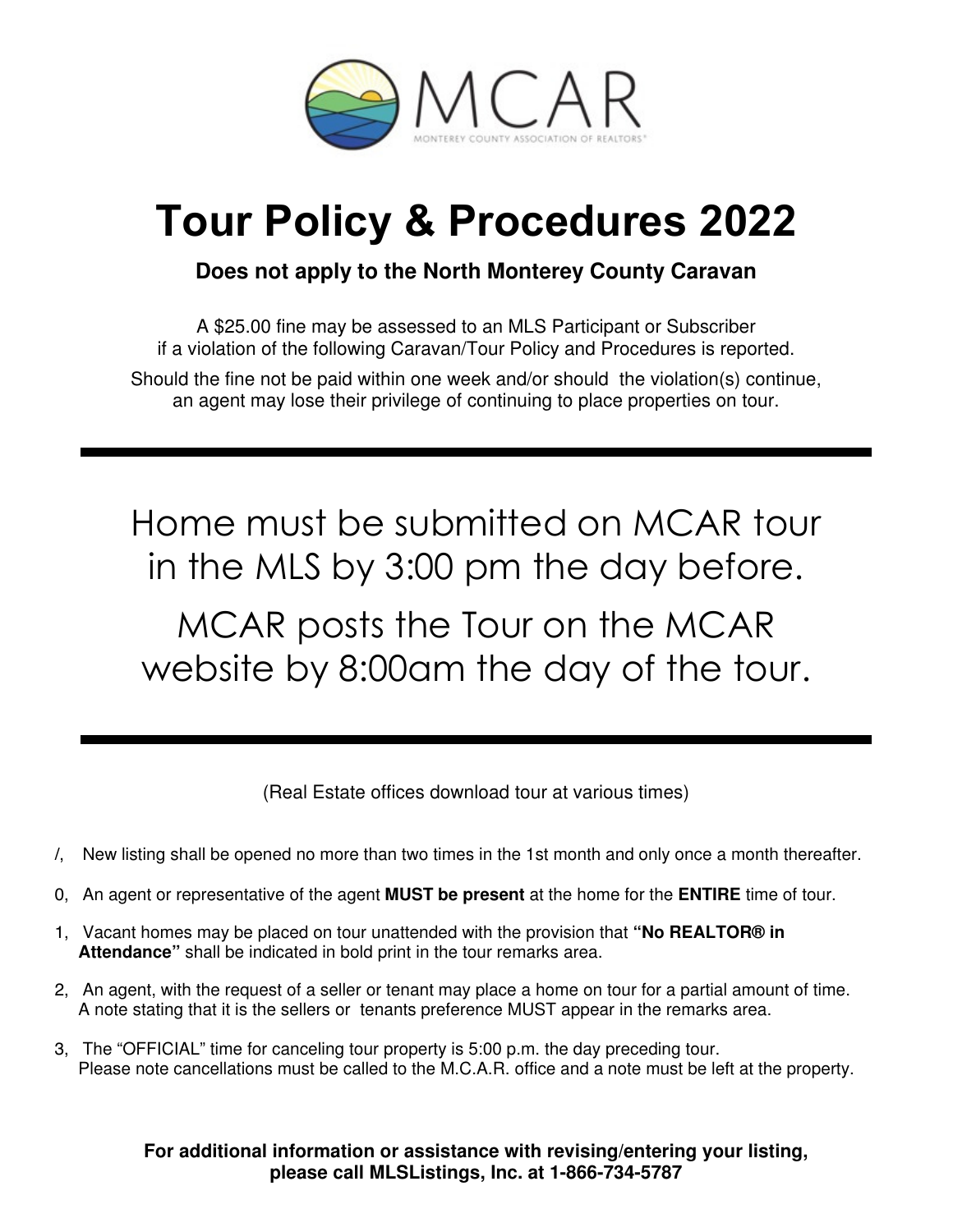MCAR

MONTEREY COUNTY ASSOCIATION OF REALTORS®

# Tour Policy & Procedures 2022

**Does not apply to the North Monterey County Caravan**

A $25.00 fine may be assessed to an MLS Participant or Subscriber if a violation of the following Caravan/Tour Policy and Procedures is reported.

Should the fine not be paid within one week and/or should the violation(s) continue, an agent may lose their privilege of continuing to place properties on tour.

---

## Home must be submitted on MCAR tour in the MLS by 3:00 pm the day before.

## MCAR posts the Tour on the MCAR website by 8:00am the day of the tour.

---

(Real Estate offices download tour at various times)

/, New listing shall be opened no more than two times in the 1st month and only once a month thereafter.

0, An agent or representative of the agent **MUST be present** at the home for the **ENTIRE** time of tour.

1, Vacant homes may be placed on tour unattended with the provision that **"No REALTOR® in Attendance"** shall be indicated in bold print in the tour remarks area.

2, An agent, with the request of a seller or tenant may place a home on tour for a partial amount of time. A note stating that it is the sellers or tenants preference MUST appear in the remarks area.

3, The "OFFICIAL" time for canceling tour property is 5:00 p.m. the day preceding tour. Please note cancellations must be called to the M.C.A.R. office and a note must be left at the property.

**For additional information or assistance with revising/entering your listing, please call MLSListings, Inc. at 1-866-734-5787**